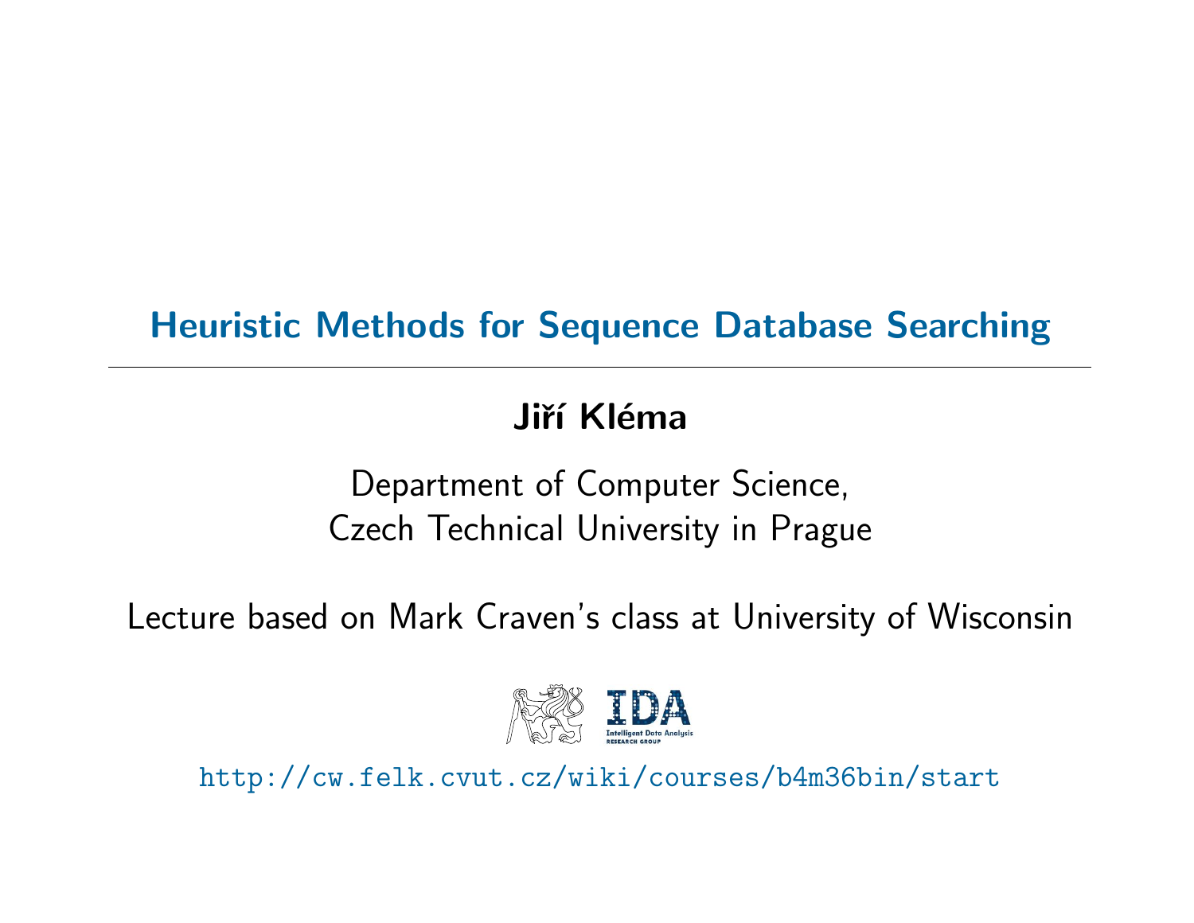# Heuristic Methods for Sequence Database Searching

**Jiří Kléma**

Department of Computer Science,
Czech Technical University in Prague

Lecture based on Mark Craven's class at University of Wisconsin

http://cw.felk.cvut.cz/wiki/courses/b4m36bin/start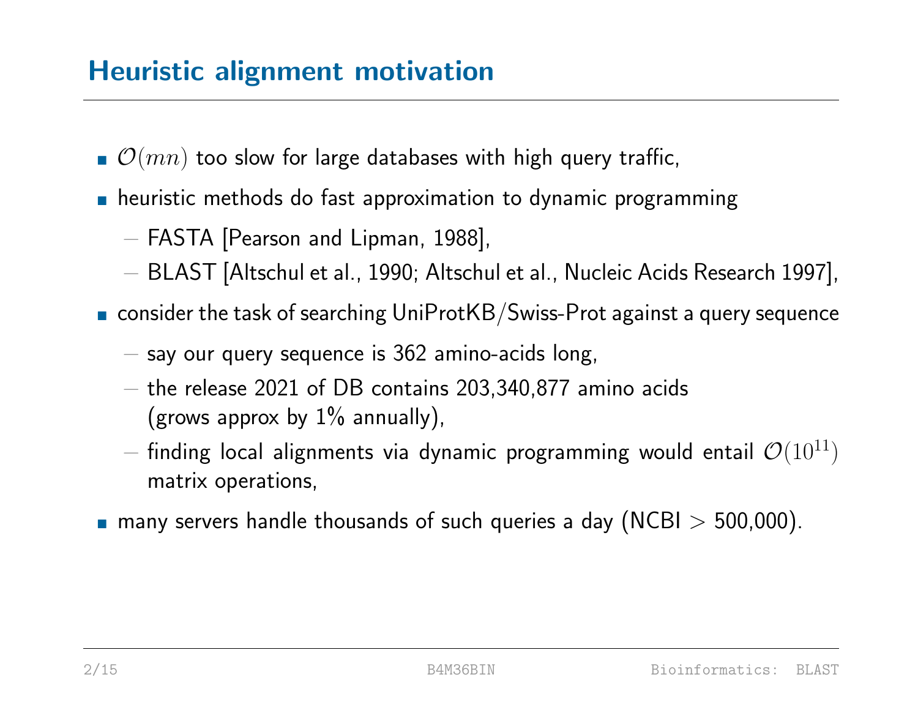## Heuristic alignment motivation

- $\mathcal{O}(mn)$ too slow for large databases with high query traffic,
- heuristic methods do fast approximation to dynamic programming
  - FASTA [Pearson and Lipman, 1988],
  - BLAST [Altschul et al., 1990; Altschul et al., Nucleic Acids Research 1997],
- consider the task of searching UniProtKB/Swiss-Prot against a query sequence
  - say our query sequence is 362 amino-acids long,
  - the release 2021 of DB contains 203,340,877 amino acids (grows approx by 1% annually),
  - finding local alignments via dynamic programming would entail $\mathcal{O}(10^{11})$ matrix operations,
- many servers handle thousands of such queries a day (NCBI $>$ 500,000).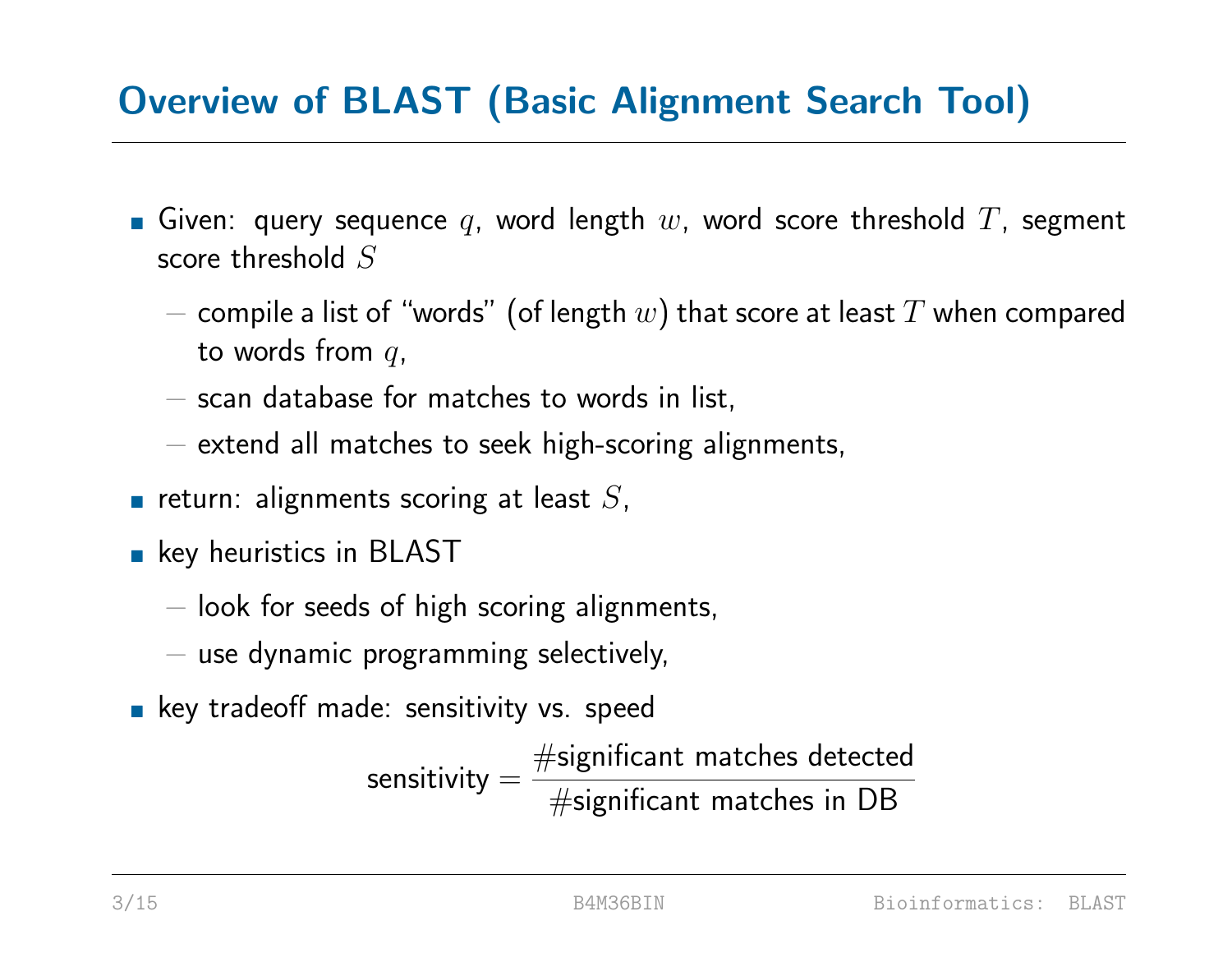# Overview of BLAST (Basic Alignment Search Tool)

- Given: query sequence $q$, word length $w$, word score threshold $T$, segment score threshold $S$
  - compile a list of "words" (of length $w$) that score at least $T$ when compared to words from $q$,
  - scan database for matches to words in list,
  - extend all matches to seek high-scoring alignments,
- return: alignments scoring at least $S$,
- key heuristics in BLAST
  - look for seeds of high scoring alignments,
  - use dynamic programming selectively,
- key tradeoff made: sensitivity vs. speed

$$\text{sensitivity} = \frac{\#\text{significant matches detected}}{\#\text{significant matches in DB}}$$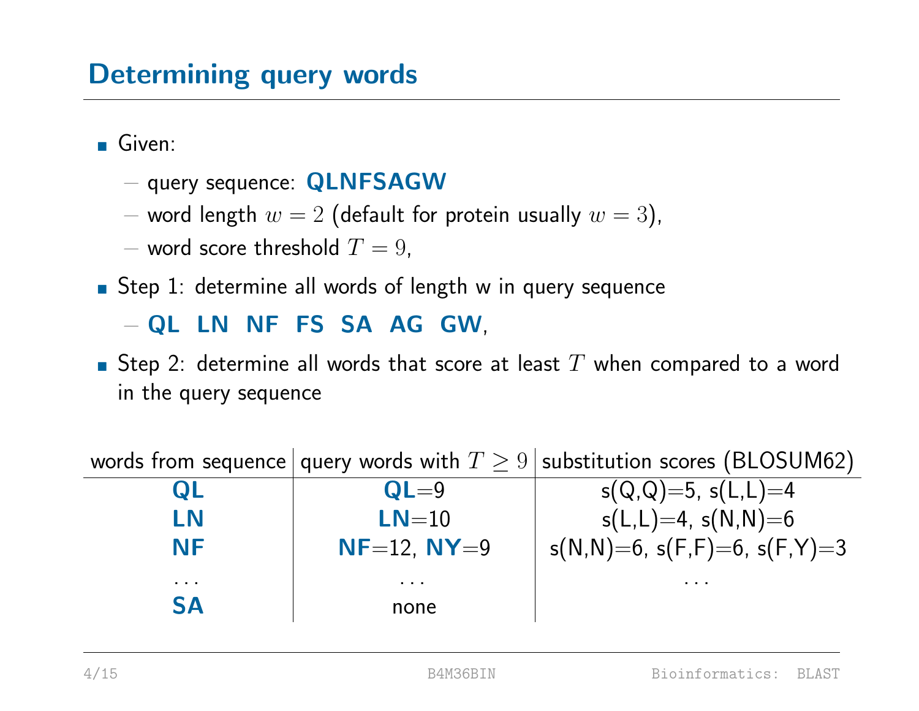## Determining query words

- Given:
  - query sequence: **QLNFSAGW**
  - word length $w = 2$ (default for protein usually $w = 3$),
  - word score threshold $T = 9$,
- Step 1: determine all words of length w in query sequence
  - **QL LN NF FS SA AG GW**,
- Step 2: determine all words that score at least $T$ when compared to a word in the query sequence

| words from sequence | query words with $T \geq 9$ | substitution scores (BLOSUM62) |
|---|---|---|
| **QL** | **QL**=9 | s(Q,Q)=5, s(L,L)=4 |
| **LN** | **LN**=10 | s(L,L)=4, s(N,N)=6 |
| **NF** | **NF**=12, **NY**=9 | s(N,N)=6, s(F,F)=6, s(F,Y)=3 |
| ... | ... | ... |
| **SA** | none | |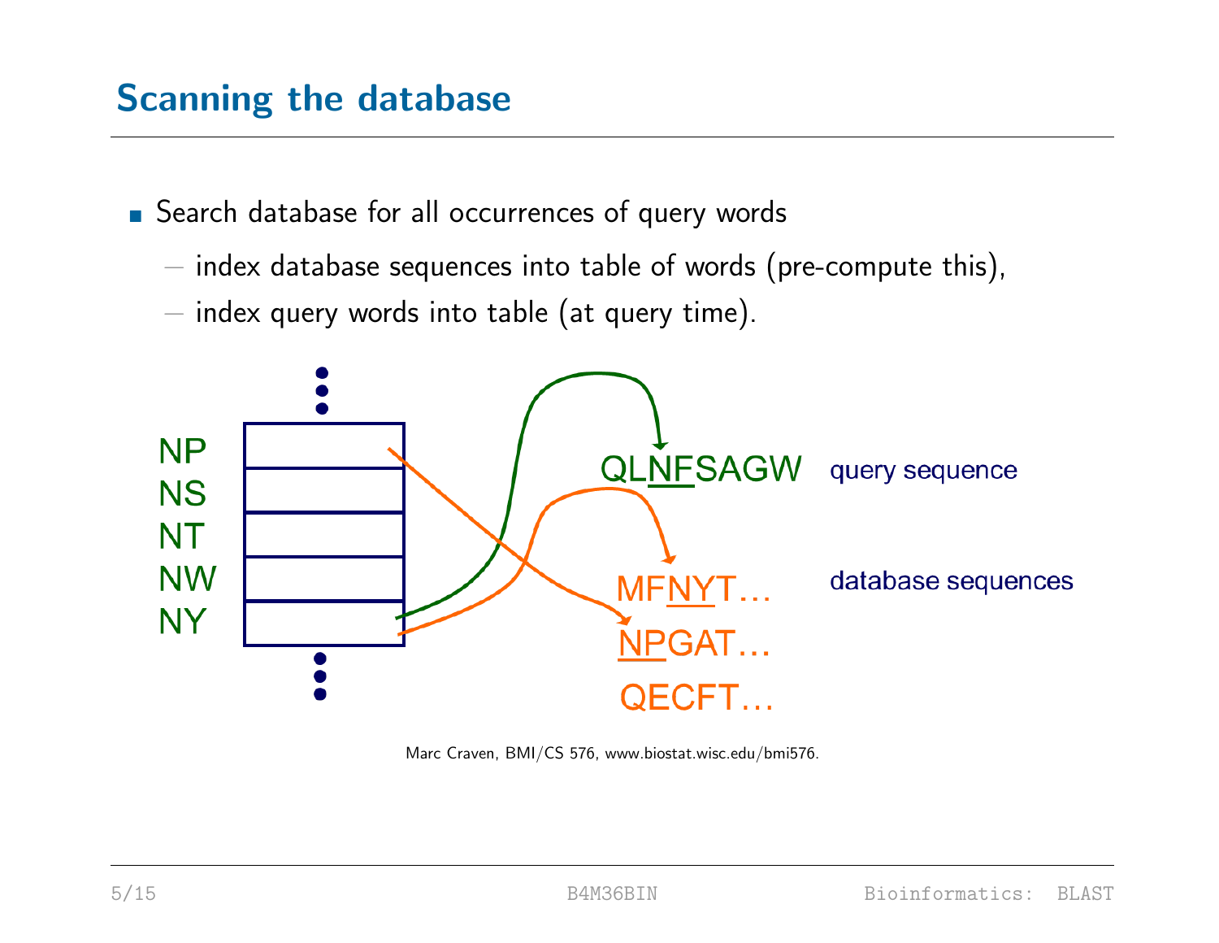# Scanning the database

- Search database for all occurrences of query words
  - index database sequences into table of words (pre-compute this),
  - index query words into table (at query time).

NP
NS
NT
NW
NY

QLNFSAGW query sequence

MFNYT... database sequences

NPGAT...

QECFT...

Marc Craven, BMI/CS 576, www.biostat.wisc.edu/bmi576.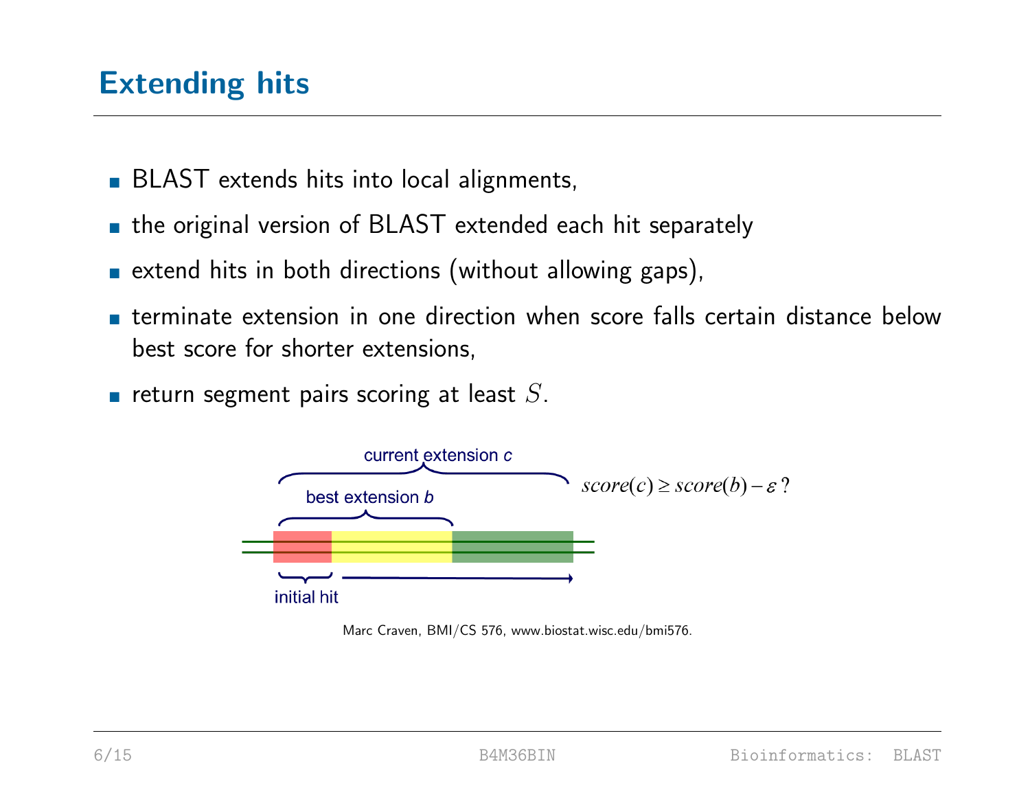# Extending hits

- BLAST extends hits into local alignments,
- the original version of BLAST extended each hit separately
- extend hits in both directions (without allowing gaps),
- terminate extension in one direction when score falls certain distance below best score for shorter extensions,
- return segment pairs scoring at least $S$.

current extension *c*

best extension *b*

initial hit

$score(c) \geq score(b) - \varepsilon$ ?

Marc Craven, BMI/CS 576, www.biostat.wisc.edu/bmi576.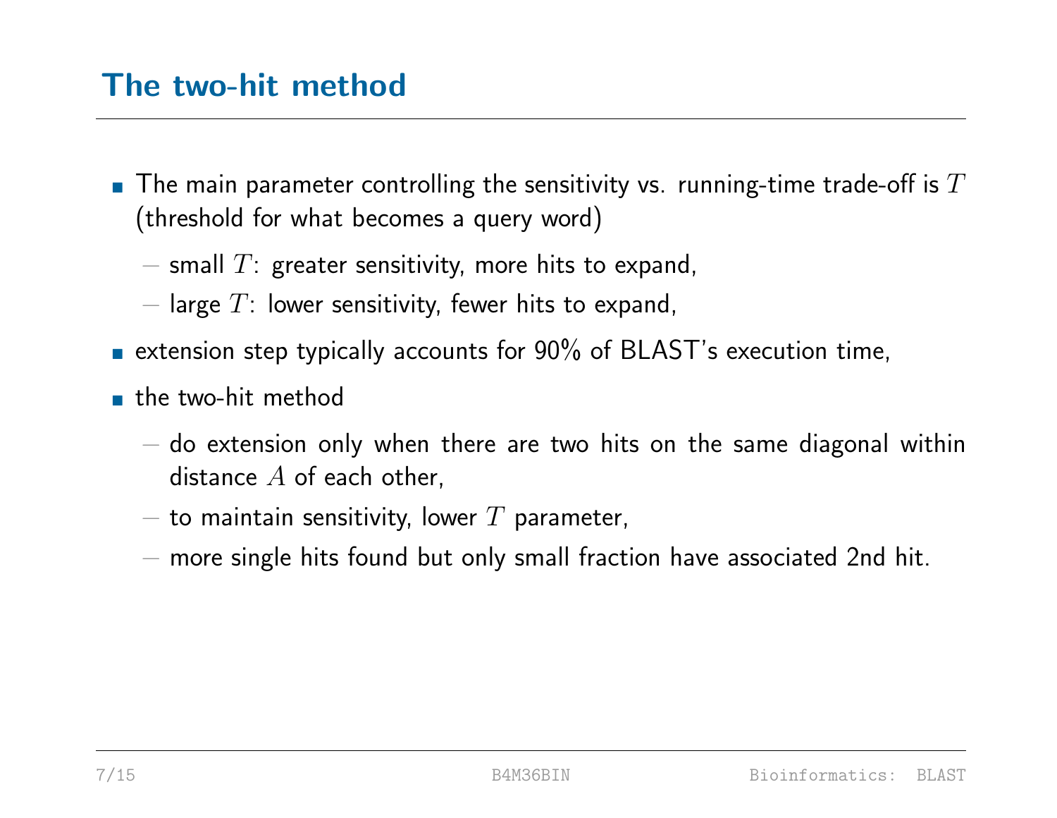## The two-hit method

- The main parameter controlling the sensitivity vs. running-time trade-off is $T$ (threshold for what becomes a query word)
  - small $T$: greater sensitivity, more hits to expand,
  - large $T$: lower sensitivity, fewer hits to expand,
- extension step typically accounts for 90% of BLAST's execution time,
- the two-hit method
  - do extension only when there are two hits on the same diagonal within distance $A$ of each other,
  - to maintain sensitivity, lower $T$ parameter,
  - more single hits found but only small fraction have associated 2nd hit.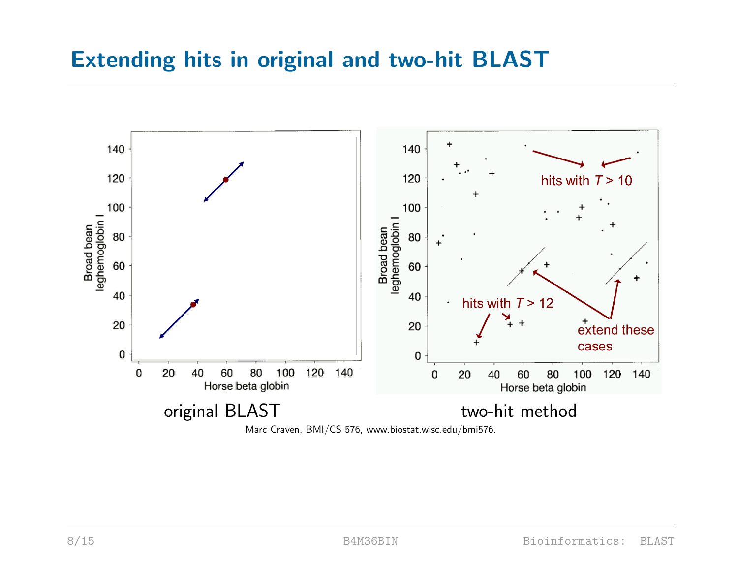# Extending hits in original and two-hit BLAST

original BLAST

two-hit method

Marc Craven, BMI/CS 576, www.biostat.wisc.edu/bmi576.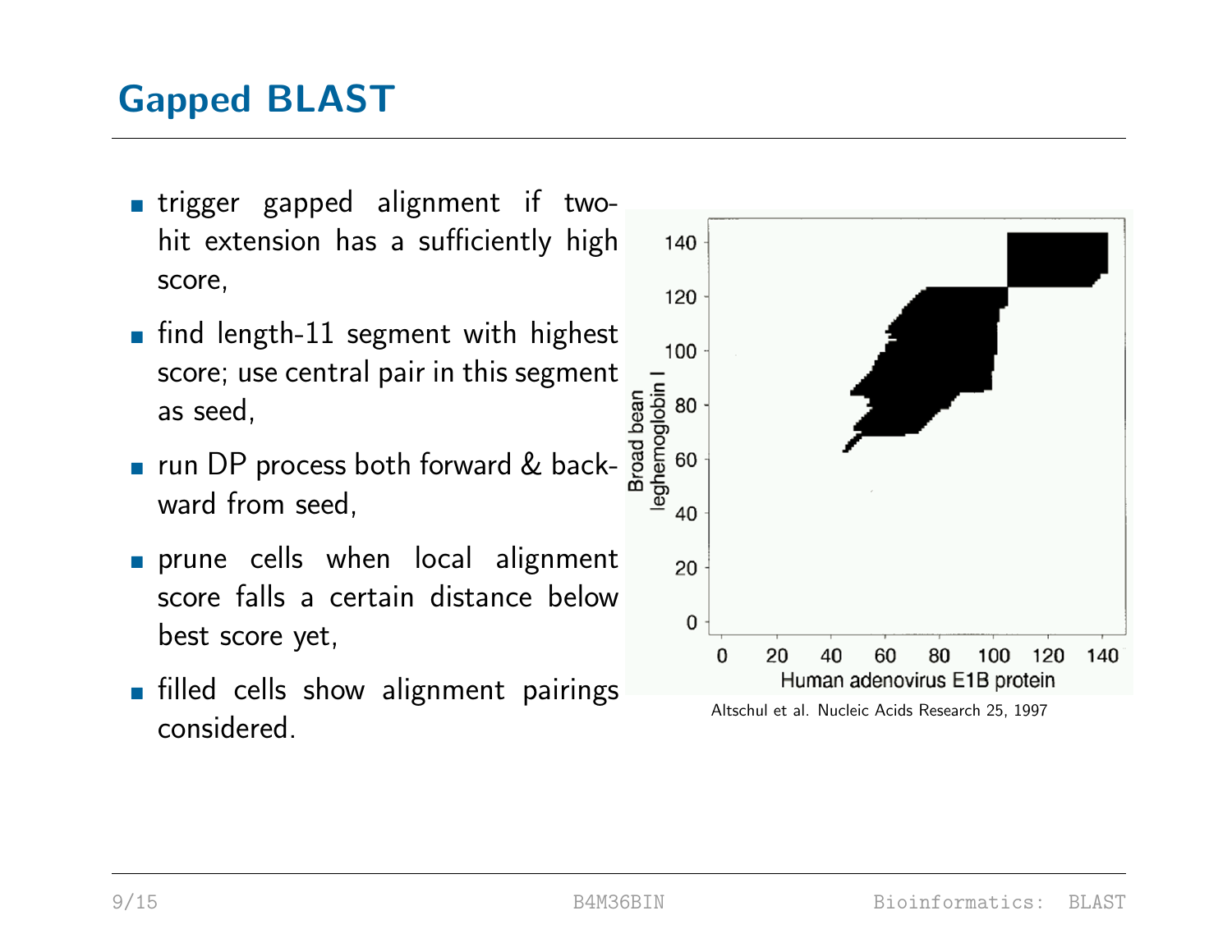# Gapped BLAST

- trigger gapped alignment if two-hit extension has a sufficiently high score,
- find length-11 segment with highest score; use central pair in this segment as seed,
- run DP process both forward & backward from seed,
- prune cells when local alignment score falls a certain distance below best score yet,
- filled cells show alignment pairings considered.

Altschul et al. Nucleic Acids Research 25, 1997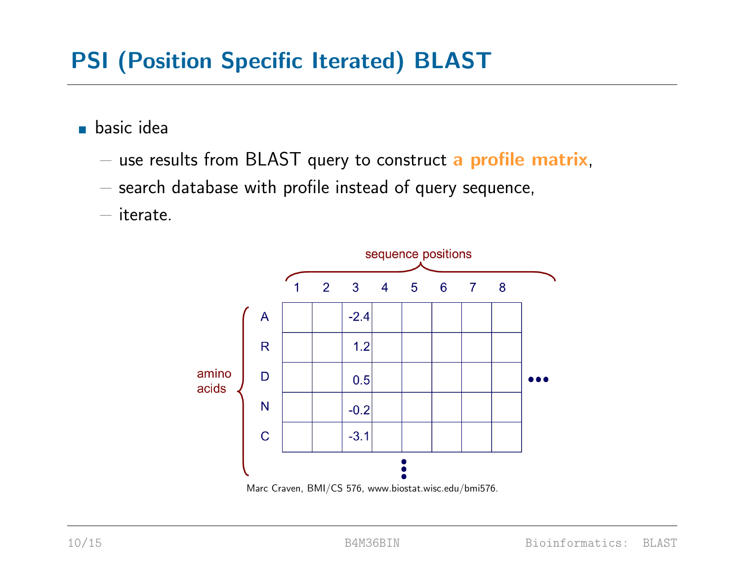# PSI (Position Specific Iterated) BLAST

- basic idea
  - use results from BLAST query to construct **a profile matrix**,
  - search database with profile instead of query sequence,
  - iterate.

sequence positions

| amino acids | 1 | 2 | 3 | 4 | 5 | 6 | 7 | 8 | ... |
|---|---|---|---|---|---|---|---|---|---|
| A | | | -2.4 | | | | | | |
| R | | | 1.2 | | | | | | |
| D | | | 0.5 | | | | | | |
| N | | | -0.2 | | | | | | |
| C | | | -3.1 | | | | | | |
| ⋮ | | | | | | | | | |

Marc Craven, BMI/CS 576, www.biostat.wisc.edu/bmi576.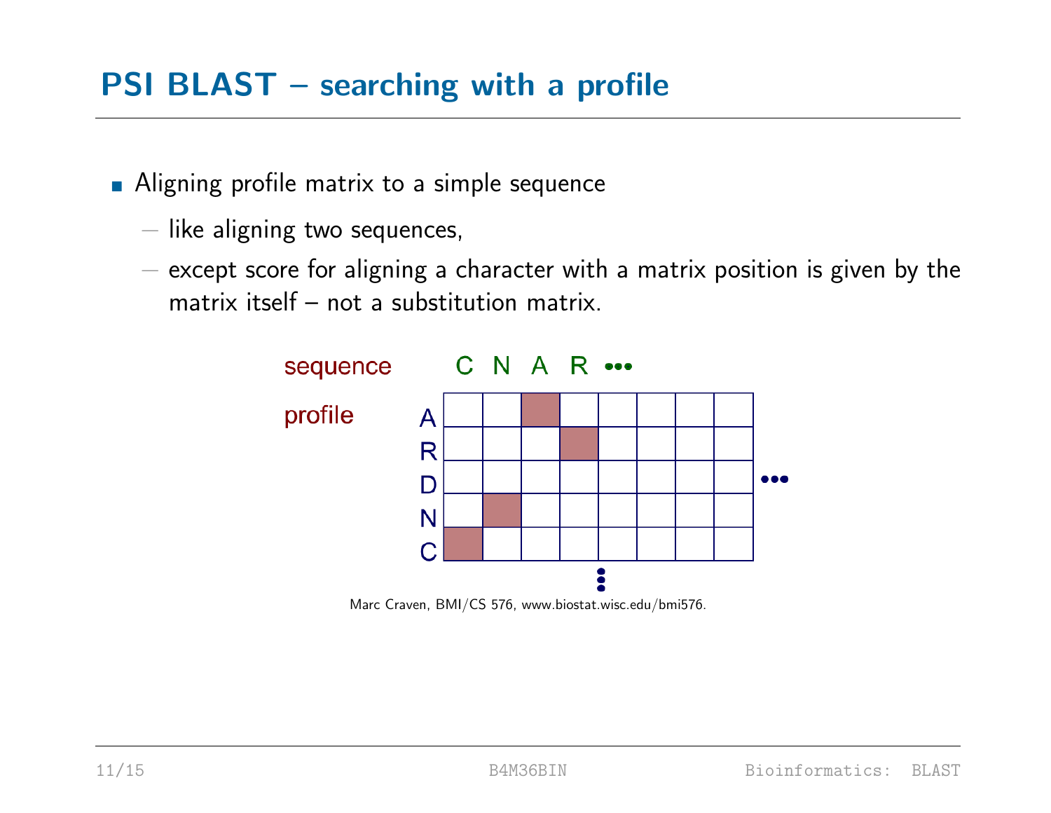# PSI BLAST – searching with a profile

- Aligning profile matrix to a simple sequence
  - like aligning two sequences,
  - except score for aligning a character with a matrix position is given by the matrix itself – not a substitution matrix.

sequence C N A R •••

profile

A
R
D
N
C

Marc Craven, BMI/CS 576, www.biostat.wisc.edu/bmi576.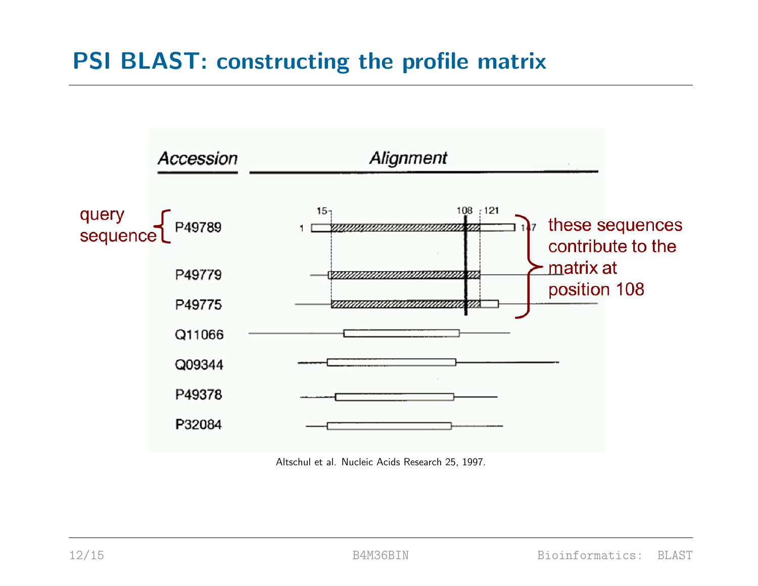# PSI BLAST: constructing the profile matrix

| Accession | Alignment |
| --- | --- |
| P49789 | 1 … 15 … 108 … 121 … 147 |
| P49779 | |
| P49775 | |
| Q11066 | |
| Q09344 | |
| P49378 | |
| P32084 | |

query sequence: P49789

these sequences contribute to the matrix at position 108 (P49789, P49779, P49775)

Altschul et al. Nucleic Acids Research 25, 1997.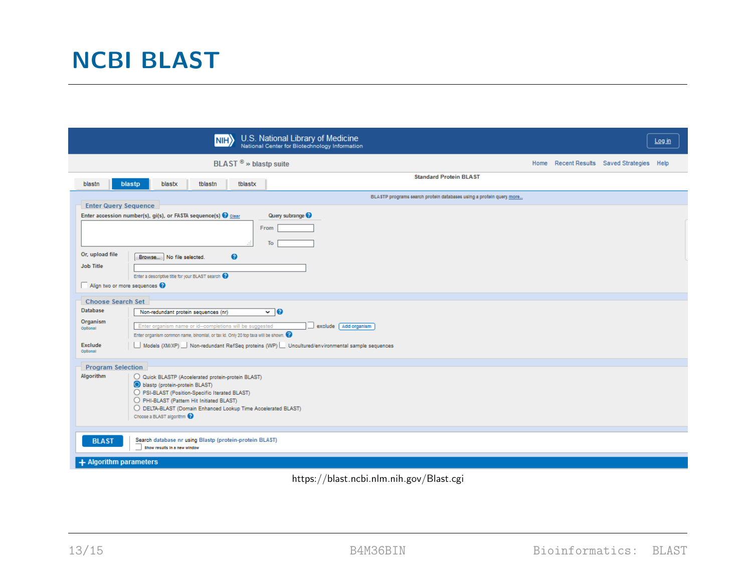# NCBI BLAST

U.S. National Library of Medicine
National Center for Biotechnology Information

Log in

BLAST ® » blastp suite

Home Recent Results Saved Strategies Help

blastn blastp blastx tblastn tblastx

Standard Protein BLAST

BLASTP programs search protein databases using a protein query. more...

**Enter Query Sequence**

Enter accession number(s), gi(s), or FASTA sequence(s) Clear

Query subrange

From

To

Or, upload file Browse... No file selected.

Job Title

Enter a descriptive title for your BLAST search

Align two or more sequences

**Choose Search Set**

Database Non-redundant protein sequences (nr)

Organism Optional

Enter organism name or id--completions will be suggested exclude Add organism

Enter organism common name, binomial, or tax id. Only 20 top taxa will be shown.

Exclude Optional

Models (XM/XP) Non-redundant RefSeq proteins (WP) Uncultured/environmental sample sequences

**Program Selection**

Algorithm

- Quick BLASTP (Accelerated protein-protein BLAST)
- blastp (protein-protein BLAST)
- PSI-BLAST (Position-Specific Iterated BLAST)
- PHI-BLAST (Pattern Hit Initiated BLAST)
- DELTA-BLAST (Domain Enhanced Lookup Time Accelerated BLAST)

Choose a BLAST algorithm

BLAST Search database nr using Blastp (protein-protein BLAST)

Show results in a new window

+ Algorithm parameters

https://blast.ncbi.nlm.nih.gov/Blast.cgi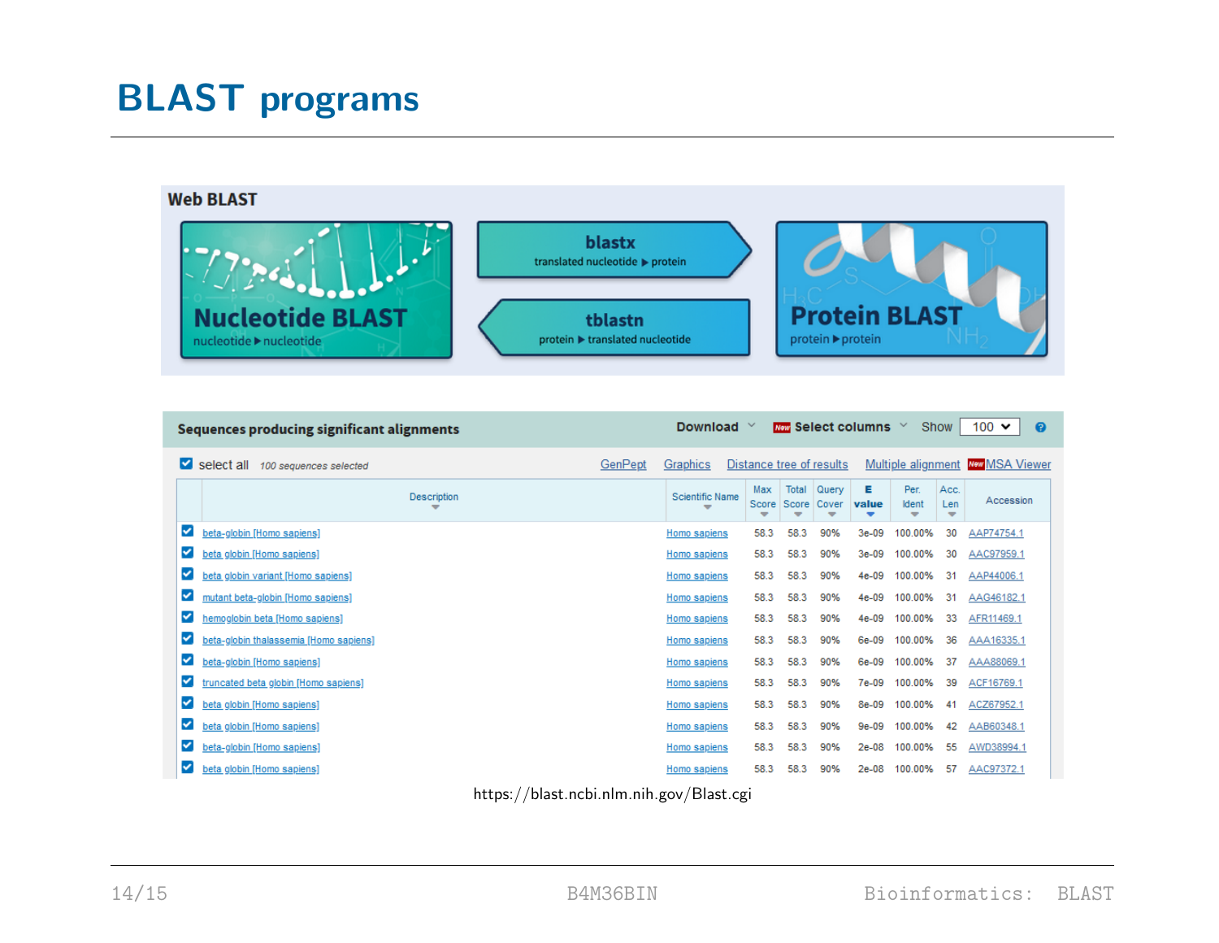# BLAST programs

**Web BLAST**

- **Nucleotide BLAST** — nucleotide ▶ nucleotide
- **blastx** — translated nucleotide ▶ protein
- **tblastn** — protein ▶ translated nucleotide
- **Protein BLAST** — protein ▶ protein

**Sequences producing significant alignments**

Download | Select columns | Show 100

select all — 100 sequences selected

GenPept | Graphics | Distance tree of results | Multiple alignment | MSA Viewer

| Description | Scientific Name | Max Score | Total Score | Query Cover | E value | Per. Ident | Acc. Len | Accession |
|---|---|---|---|---|---|---|---|---|
| beta-globin [Homo sapiens] | Homo sapiens | 58.3 | 58.3 | 90% | 3e-09 | 100.00% | 30 | AAP74754.1 |
| beta globin [Homo sapiens] | Homo sapiens | 58.3 | 58.3 | 90% | 3e-09 | 100.00% | 30 | AAC97959.1 |
| beta globin variant [Homo sapiens] | Homo sapiens | 58.3 | 58.3 | 90% | 4e-09 | 100.00% | 31 | AAP44006.1 |
| mutant beta-globin [Homo sapiens] | Homo sapiens | 58.3 | 58.3 | 90% | 4e-09 | 100.00% | 31 | AAG46182.1 |
| hemoglobin beta [Homo sapiens] | Homo sapiens | 58.3 | 58.3 | 90% | 4e-09 | 100.00% | 33 | AFR11469.1 |
| beta-globin thalassemia [Homo sapiens] | Homo sapiens | 58.3 | 58.3 | 90% | 6e-09 | 100.00% | 36 | AAA16335.1 |
| beta-globin [Homo sapiens] | Homo sapiens | 58.3 | 58.3 | 90% | 6e-09 | 100.00% | 37 | AAA88069.1 |
| truncated beta globin [Homo sapiens] | Homo sapiens | 58.3 | 58.3 | 90% | 7e-09 | 100.00% | 39 | ACF16769.1 |
| beta globin [Homo sapiens] | Homo sapiens | 58.3 | 58.3 | 90% | 8e-09 | 100.00% | 41 | ACZ67952.1 |
| beta globin [Homo sapiens] | Homo sapiens | 58.3 | 58.3 | 90% | 9e-09 | 100.00% | 42 | AAB60348.1 |
| beta-globin [Homo sapiens] | Homo sapiens | 58.3 | 58.3 | 90% | 2e-08 | 100.00% | 55 | AWD38994.1 |
| beta globin [Homo sapiens] | Homo sapiens | 58.3 | 58.3 | 90% | 2e-08 | 100.00% | 57 | AAC97372.1 |

https://blast.ncbi.nlm.nih.gov/Blast.cgi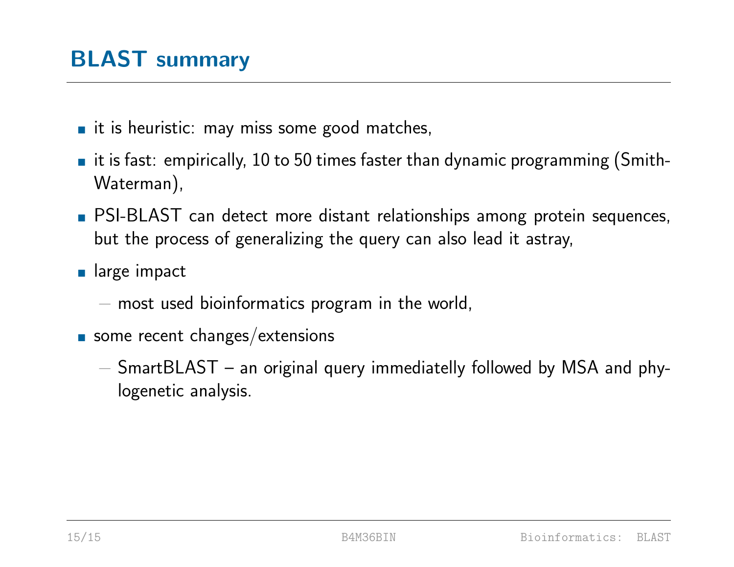## BLAST summary

- it is heuristic: may miss some good matches,
- it is fast: empirically, 10 to 50 times faster than dynamic programming (Smith-Waterman),
- PSI-BLAST can detect more distant relationships among protein sequences, but the process of generalizing the query can also lead it astray,
- large impact
  - most used bioinformatics program in the world,
- some recent changes/extensions
  - SmartBLAST – an original query immediatelly followed by MSA and phylogenetic analysis.